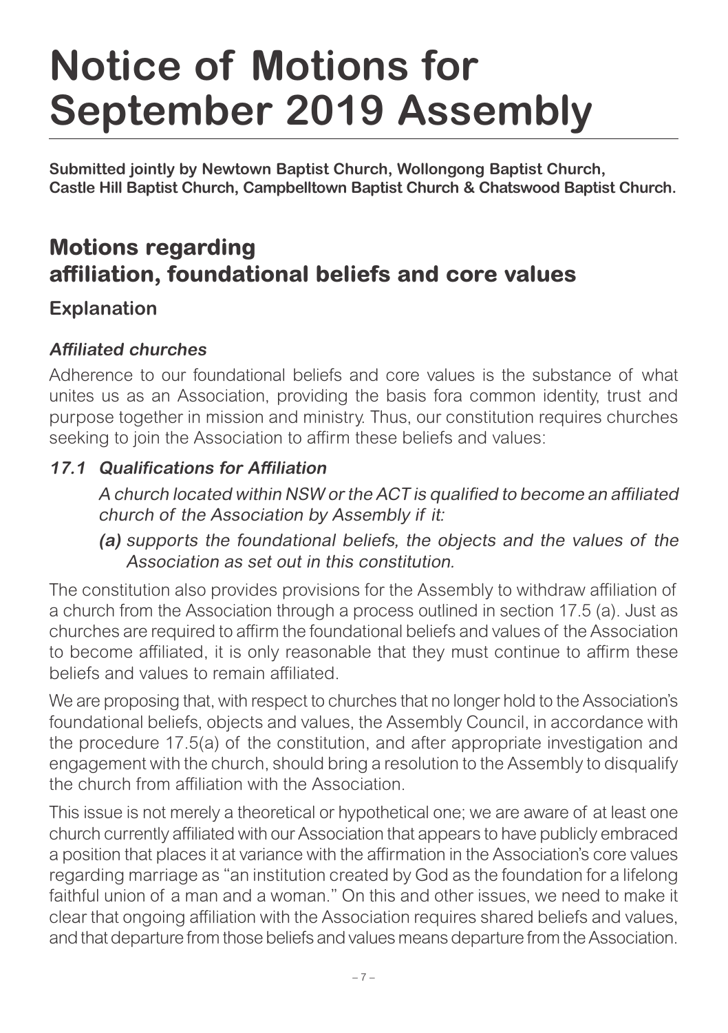# Notice of Motions for September 2019 Assembly

**Submitted jointly by Newtown Baptist Church, Wollongong Baptist Church, Castle Hill Baptist Church, Campbelltown Baptist Church & Chatswood Baptist Church.**

## Motions regarding affiliation, foundational beliefs and core values

### Explanation

#### *Affiliated churches*

Adherence to our foundational beliefs and core values is the substance of what unites us as an Association, providing the basis fora common identity, trust and purpose together in mission and ministry. Thus, our constitution requires churches seeking to join the Association to affirm these beliefs and values:

***17.1 Qualifications for Affiliation***

> *A church located within NSW or the ACT is qualified to become an affiliated church of the Association by Assembly if it:*
>
> ***(a)*** *supports the foundational beliefs, the objects and the values of the Association as set out in this constitution.*

The constitution also provides provisions for the Assembly to withdraw affiliation of a church from the Association through a process outlined in section 17.5 (a). Just as churches are required to affirm the foundational beliefs and values of the Association to become affiliated, it is only reasonable that they must continue to affirm these beliefs and values to remain affiliated.

We are proposing that, with respect to churches that no longer hold to the Association's foundational beliefs, objects and values, the Assembly Council, in accordance with the procedure 17.5(a) of the constitution, and after appropriate investigation and engagement with the church, should bring a resolution to the Assembly to disqualify the church from affiliation with the Association.

This issue is not merely a theoretical or hypothetical one; we are aware of at least one church currently affiliated with our Association that appears to have publicly embraced a position that places it at variance with the affirmation in the Association's core values regarding marriage as "an institution created by God as the foundation for a lifelong faithful union of a man and a woman." On this and other issues, we need to make it clear that ongoing affiliation with the Association requires shared beliefs and values, and that departure from those beliefs and values means departure from the Association.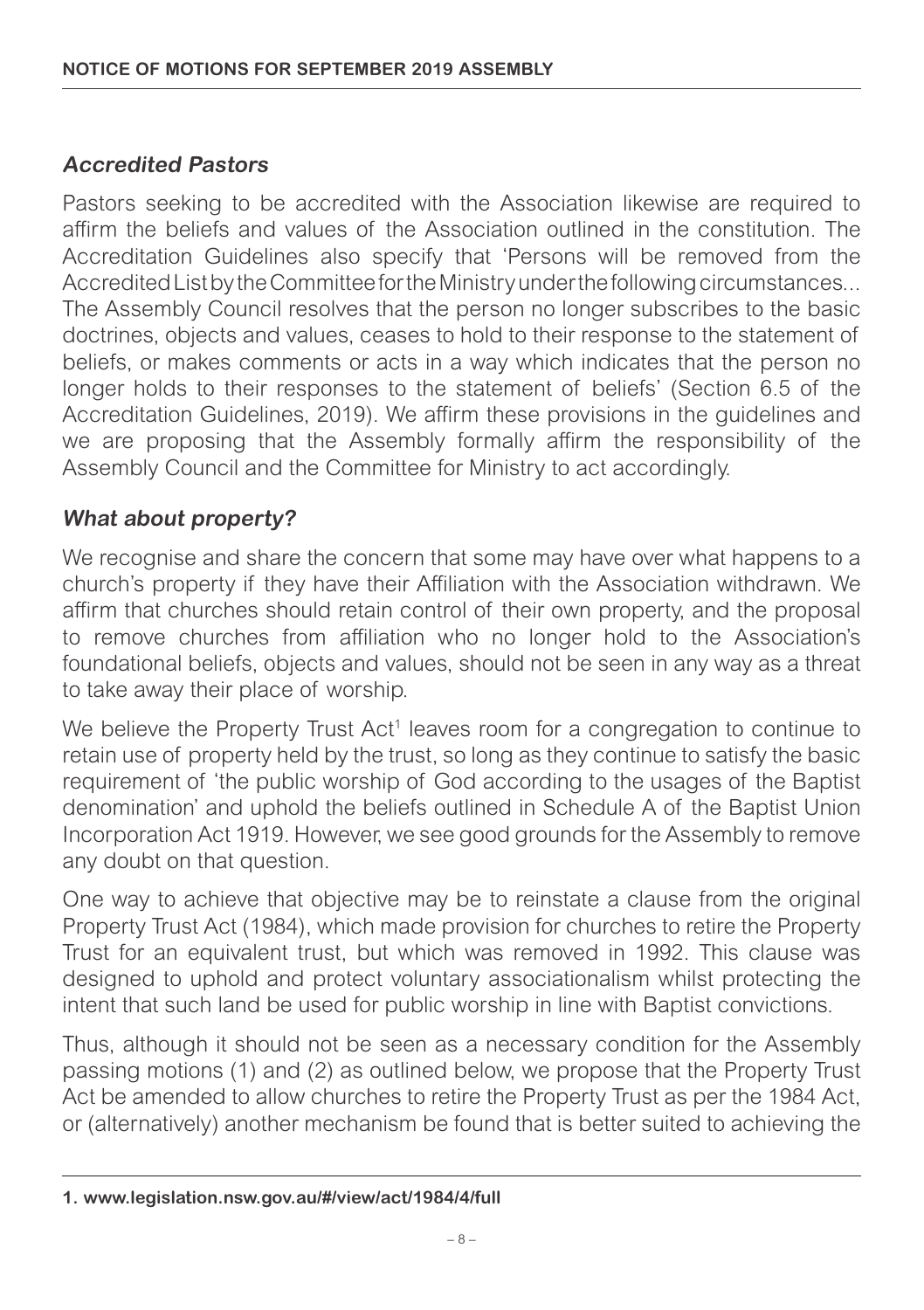### *Accredited Pastors*

Pastors seeking to be accredited with the Association likewise are required to affirm the beliefs and values of the Association outlined in the constitution. The Accreditation Guidelines also specify that 'Persons will be removed from the Accredited List by the Committee for the Ministry under the following circumstances... The Assembly Council resolves that the person no longer subscribes to the basic doctrines, objects and values, ceases to hold to their response to the statement of beliefs, or makes comments or acts in a way which indicates that the person no longer holds to their responses to the statement of beliefs' (Section 6.5 of the Accreditation Guidelines, 2019). We affirm these provisions in the guidelines and we are proposing that the Assembly formally affirm the responsibility of the Assembly Council and the Committee for Ministry to act accordingly.

### *What about property?*

We recognise and share the concern that some may have over what happens to a church's property if they have their Affiliation with the Association withdrawn. We affirm that churches should retain control of their own property, and the proposal to remove churches from affiliation who no longer hold to the Association's foundational beliefs, objects and values, should not be seen in any way as a threat to take away their place of worship.

We believe the Property Trust Act[1] leaves room for a congregation to continue to retain use of property held by the trust, so long as they continue to satisfy the basic requirement of 'the public worship of God according to the usages of the Baptist denomination' and uphold the beliefs outlined in Schedule A of the Baptist Union Incorporation Act 1919. However, we see good grounds for the Assembly to remove any doubt on that question.

One way to achieve that objective may be to reinstate a clause from the original Property Trust Act (1984), which made provision for churches to retire the Property Trust for an equivalent trust, but which was removed in 1992. This clause was designed to uphold and protect voluntary associationalism whilst protecting the intent that such land be used for public worship in line with Baptist convictions.

Thus, although it should not be seen as a necessary condition for the Assembly passing motions (1) and (2) as outlined below, we propose that the Property Trust Act be amended to allow churches to retire the Property Trust as per the 1984 Act, or (alternatively) another mechanism be found that is better suited to achieving the

---

**1. www.legislation.nsw.gov.au/#/view/act/1984/4/full**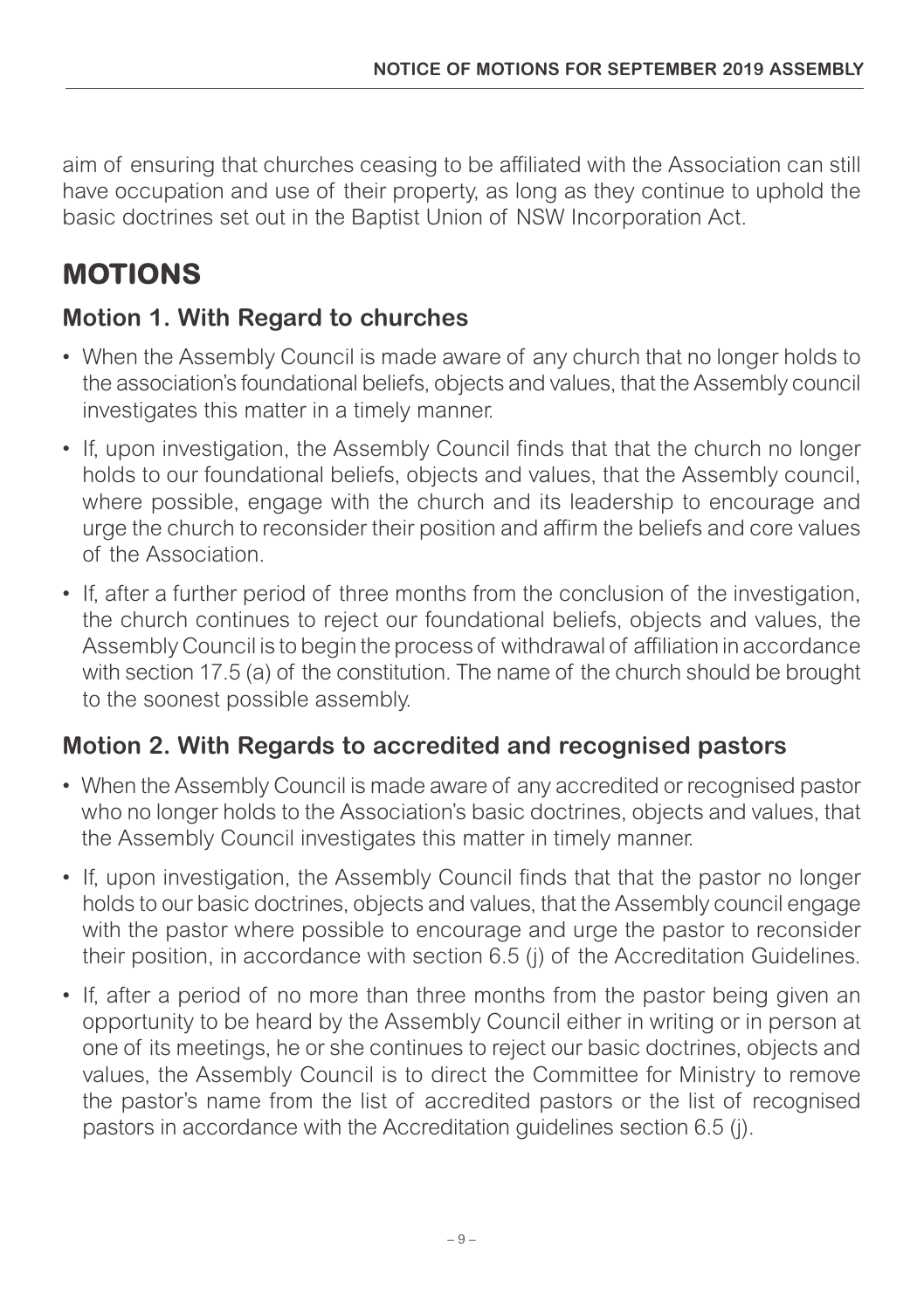aim of ensuring that churches ceasing to be affiliated with the Association can still have occupation and use of their property, as long as they continue to uphold the basic doctrines set out in the Baptist Union of NSW Incorporation Act.

# MOTIONS

## Motion 1. With Regard to churches

- When the Assembly Council is made aware of any church that no longer holds to the association's foundational beliefs, objects and values, that the Assembly council investigates this matter in a timely manner.
- If, upon investigation, the Assembly Council finds that that the church no longer holds to our foundational beliefs, objects and values, that the Assembly council, where possible, engage with the church and its leadership to encourage and urge the church to reconsider their position and affirm the beliefs and core values of the Association.
- If, after a further period of three months from the conclusion of the investigation, the church continues to reject our foundational beliefs, objects and values, the Assembly Council is to begin the process of withdrawal of affiliation in accordance with section 17.5 (a) of the constitution. The name of the church should be brought to the soonest possible assembly.

## Motion 2. With Regards to accredited and recognised pastors

- When the Assembly Council is made aware of any accredited or recognised pastor who no longer holds to the Association's basic doctrines, objects and values, that the Assembly Council investigates this matter in timely manner.
- If, upon investigation, the Assembly Council finds that that the pastor no longer holds to our basic doctrines, objects and values, that the Assembly council engage with the pastor where possible to encourage and urge the pastor to reconsider their position, in accordance with section 6.5 (j) of the Accreditation Guidelines.
- If, after a period of no more than three months from the pastor being given an opportunity to be heard by the Assembly Council either in writing or in person at one of its meetings, he or she continues to reject our basic doctrines, objects and values, the Assembly Council is to direct the Committee for Ministry to remove the pastor's name from the list of accredited pastors or the list of recognised pastors in accordance with the Accreditation guidelines section 6.5 (j).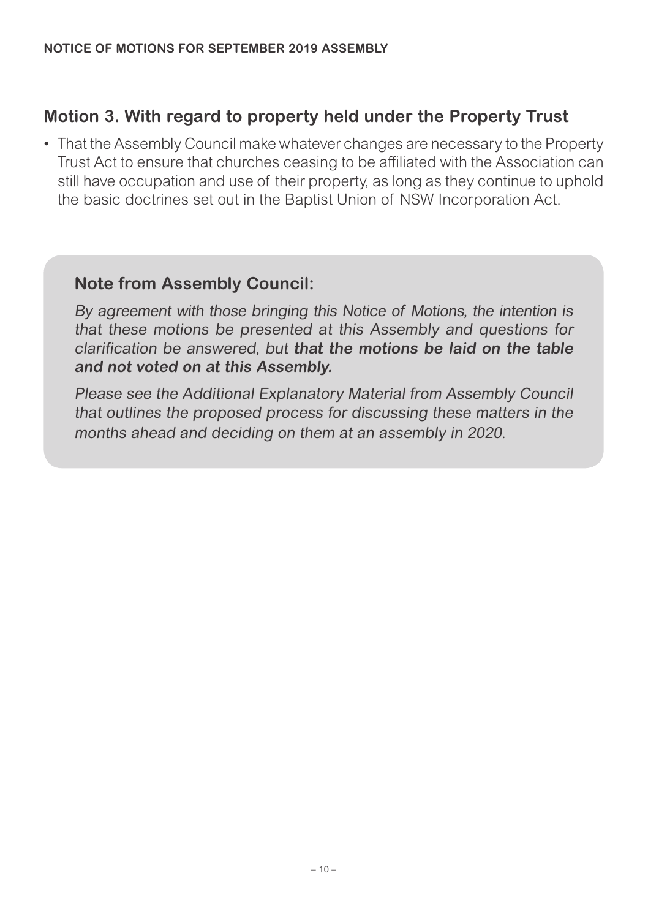## Motion 3. With regard to property held under the Property Trust

- That the Assembly Council make whatever changes are necessary to the Property Trust Act to ensure that churches ceasing to be affiliated with the Association can still have occupation and use of their property, as long as they continue to uphold the basic doctrines set out in the Baptist Union of NSW Incorporation Act.

### Note from Assembly Council:

*By agreement with those bringing this Notice of Motions, the intention is that these motions be presented at this Assembly and questions for clarification be answered, but **that the motions be laid on the table and not voted on at this Assembly.***

*Please see the Additional Explanatory Material from Assembly Council that outlines the proposed process for discussing these matters in the months ahead and deciding on them at an assembly in 2020.*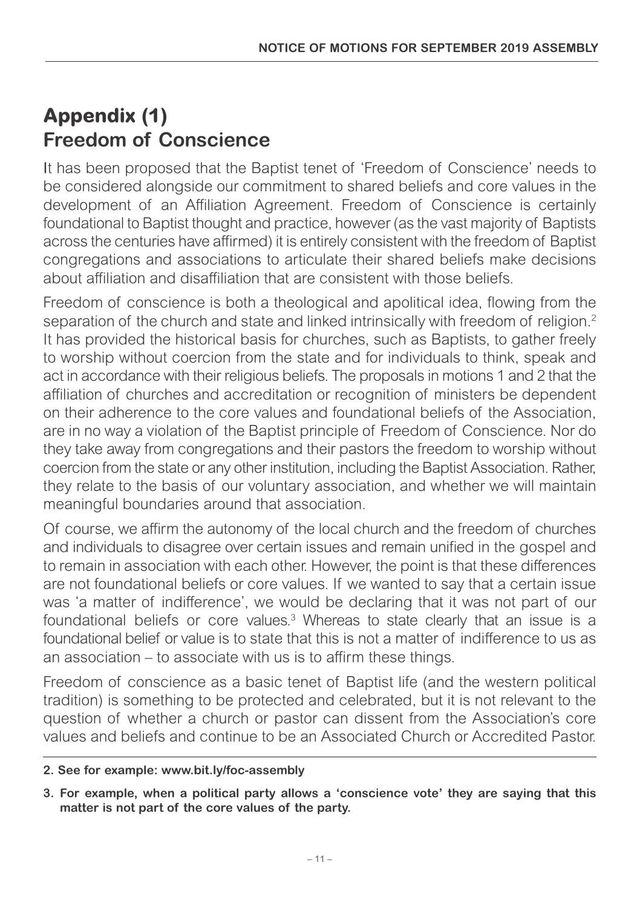## Appendix (1)
## Freedom of Conscience

It has been proposed that the Baptist tenet of 'Freedom of Conscience' needs to be considered alongside our commitment to shared beliefs and core values in the development of an Affiliation Agreement. Freedom of Conscience is certainly foundational to Baptist thought and practice, however (as the vast majority of Baptists across the centuries have affirmed) it is entirely consistent with the freedom of Baptist congregations and associations to articulate their shared beliefs make decisions about affiliation and disaffiliation that are consistent with those beliefs.

Freedom of conscience is both a theological and apolitical idea, flowing from the separation of the church and state and linked intrinsically with freedom of religion.[2] It has provided the historical basis for churches, such as Baptists, to gather freely to worship without coercion from the state and for individuals to think, speak and act in accordance with their religious beliefs. The proposals in motions 1 and 2 that the affiliation of churches and accreditation or recognition of ministers be dependent on their adherence to the core values and foundational beliefs of the Association, are in no way a violation of the Baptist principle of Freedom of Conscience. Nor do they take away from congregations and their pastors the freedom to worship without coercion from the state or any other institution, including the Baptist Association. Rather, they relate to the basis of our voluntary association, and whether we will maintain meaningful boundaries around that association.

Of course, we affirm the autonomy of the local church and the freedom of churches and individuals to disagree over certain issues and remain unified in the gospel and to remain in association with each other. However, the point is that these differences are not foundational beliefs or core values. If we wanted to say that a certain issue was 'a matter of indifference', we would be declaring that it was not part of our foundational beliefs or core values.[3] Whereas to state clearly that an issue is a foundational belief or value is to state that this is not a matter of indifference to us as an association – to associate with us is to affirm these things.

Freedom of conscience as a basic tenet of Baptist life (and the western political tradition) is something to be protected and celebrated, but it is not relevant to the question of whether a church or pastor can dissent from the Association's core values and beliefs and continue to be an Associated Church or Accredited Pastor.

---

**2. See for example: www.bit.ly/foc-assembly**

**3. For example, when a political party allows a 'conscience vote' they are saying that this matter is not part of the core values of the party.**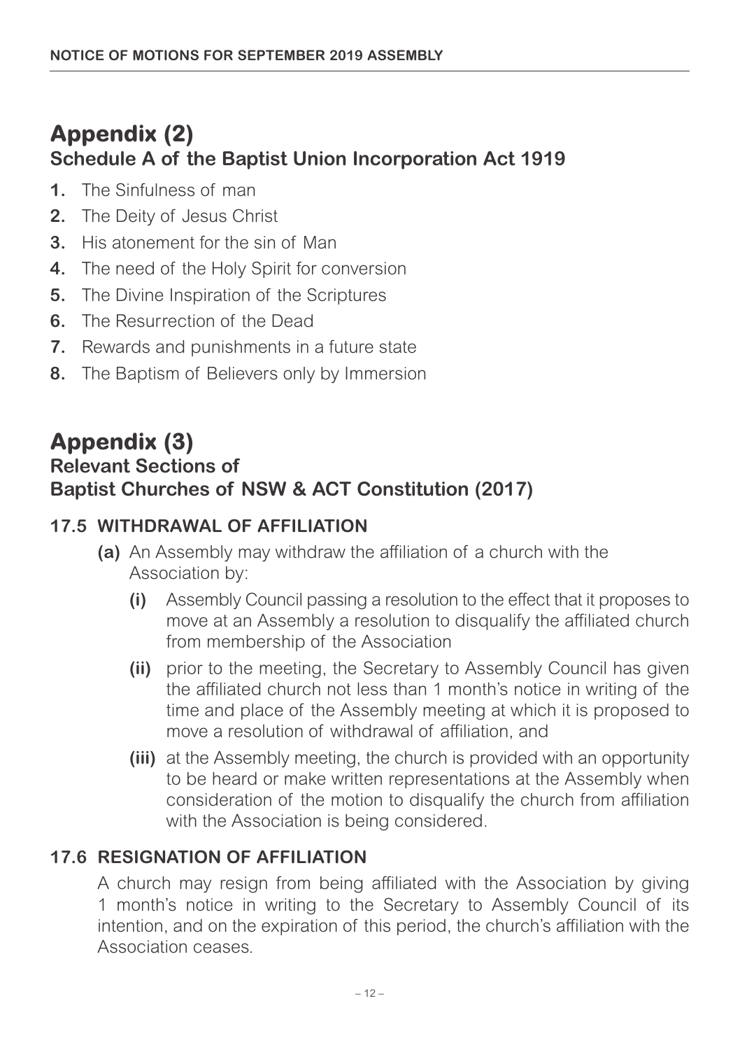# Appendix (2)

## Schedule A of the Baptist Union Incorporation Act 1919

1. The Sinfulness of man
2. The Deity of Jesus Christ
3. His atonement for the sin of Man
4. The need of the Holy Spirit for conversion
5. The Divine Inspiration of the Scriptures
6. The Resurrection of the Dead
7. Rewards and punishments in a future state
8. The Baptism of Believers only by Immersion

# Appendix (3)

## Relevant Sections of Baptist Churches of NSW & ACT Constitution (2017)

### 17.5 WITHDRAWAL OF AFFILIATION

**(a)** An Assembly may withdraw the affiliation of a church with the Association by:

**(i)** Assembly Council passing a resolution to the effect that it proposes to move at an Assembly a resolution to disqualify the affiliated church from membership of the Association

**(ii)** prior to the meeting, the Secretary to Assembly Council has given the affiliated church not less than 1 month's notice in writing of the time and place of the Assembly meeting at which it is proposed to move a resolution of withdrawal of affiliation, and

**(iii)** at the Assembly meeting, the church is provided with an opportunity to be heard or make written representations at the Assembly when consideration of the motion to disqualify the church from affiliation with the Association is being considered.

### 17.6 RESIGNATION OF AFFILIATION

A church may resign from being affiliated with the Association by giving 1 month's notice in writing to the Secretary to Assembly Council of its intention, and on the expiration of this period, the church's affiliation with the Association ceases.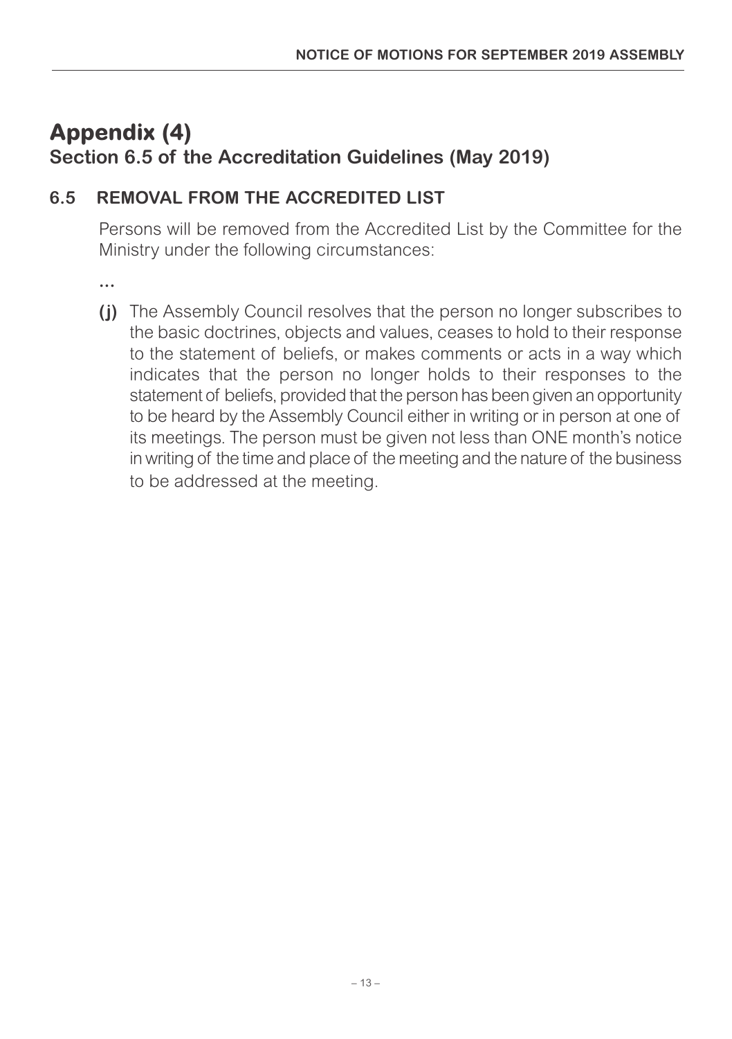# Appendix (4)

## Section 6.5 of the Accreditation Guidelines (May 2019)

### 6.5 REMOVAL FROM THE ACCREDITED LIST

Persons will be removed from the Accredited List by the Committee for the Ministry under the following circumstances:

...

**(j)** The Assembly Council resolves that the person no longer subscribes to the basic doctrines, objects and values, ceases to hold to their response to the statement of beliefs, or makes comments or acts in a way which indicates that the person no longer holds to their responses to the statement of beliefs, provided that the person has been given an opportunity to be heard by the Assembly Council either in writing or in person at one of its meetings. The person must be given not less than ONE month's notice in writing of the time and place of the meeting and the nature of the business to be addressed at the meeting.